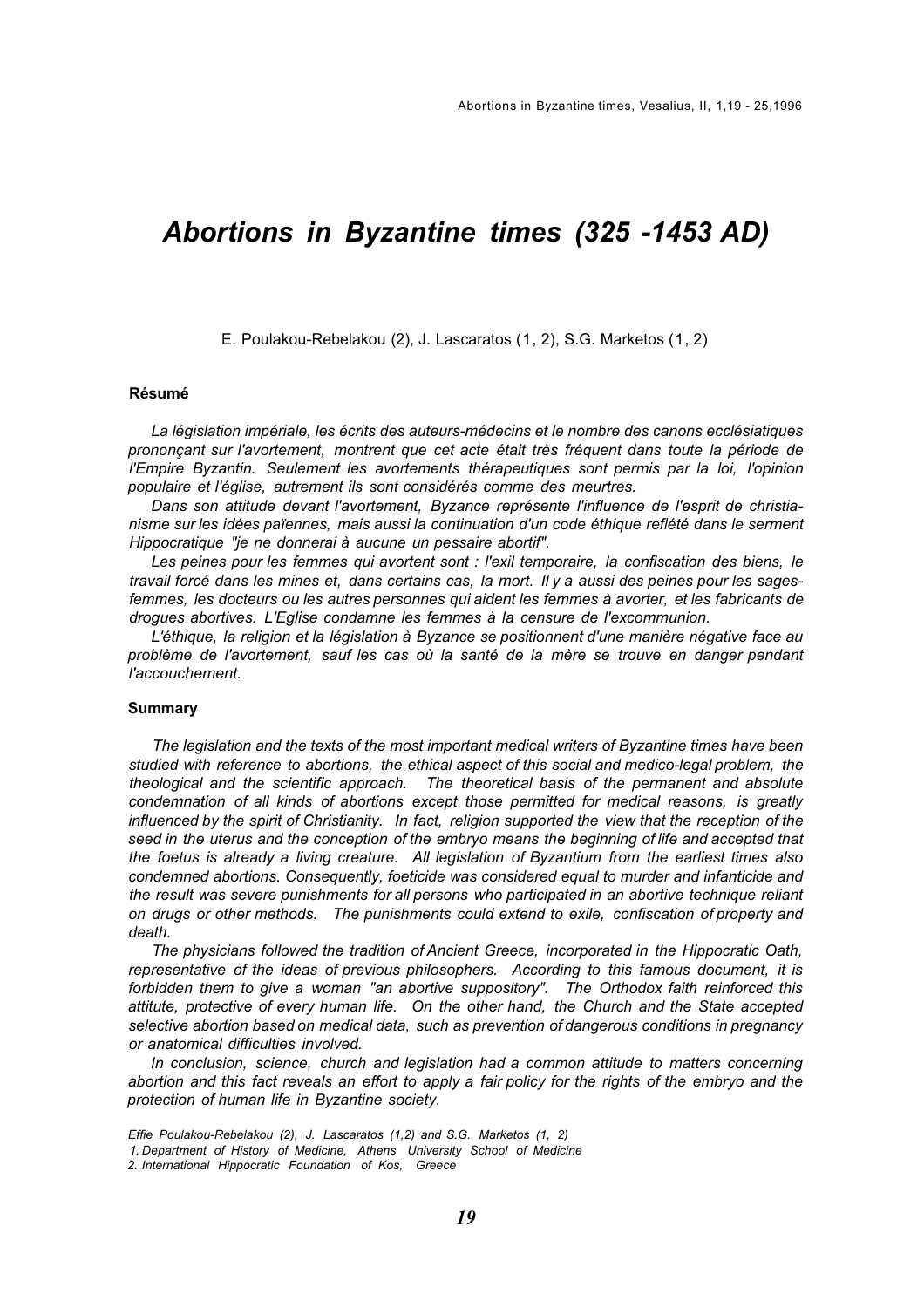# Abortions in Byzantine times (325 -1453 AD)

E. Poulakou-Rebelakou (2), J. Lascaratos (1, 2), S.G. Marketos (1, 2)

### Résumé

*La législation impériale, les écrits des auteurs-médecins et le nombre des canons ecclésiatiques prononçant sur l'avortement, montrent que cet acte était très fréquent dans toute la période de l'Empire Byzantin. Seulement les avortements thérapeutiques sont permis par la loi, l'opinion populaire et l'église, autrement ils sont considérés comme des meurtres.*

*Dans son attitude devant l'avortement, Byzance représente l'influence de l'esprit de christianisme sur les idées païennes, mais aussi la continuation d'un code éthique reflété dans le serment Hippocratique "je ne donnerai à aucune un pessaire abortif".*

*Les peines pour les femmes qui avortent sont : l'exil temporaire, la confiscation des biens, le travail forcé dans les mines et, dans certains cas, la mort. Il y a aussi des peines pour les sages-femmes, les docteurs ou les autres personnes qui aident les femmes à avorter, et les fabricants de drogues abortives. L'Eglise condamne les femmes à la censure de l'excommunion.*

*L'éthique, la religion et la législation à Byzance se positionnent d'une manière négative face au problème de l'avortement, sauf les cas où la santé de la mère se trouve en danger pendant l'accouchement.*

### Summary

*The legislation and the texts of the most important medical writers of Byzantine times have been studied with reference to abortions, the ethical aspect of this social and medico-legal problem, the theological and the scientific approach. The theoretical basis of the permanent and absolute condemnation of all kinds of abortions except those permitted for medical reasons, is greatly influenced by the spirit of Christianity. In fact, religion supported the view that the reception of the seed in the uterus and the conception of the embryo means the beginning of life and accepted that the foetus is already a living creature. All legislation of Byzantium from the earliest times also condemned abortions. Consequently, foeticide was considered equal to murder and infanticide and the result was severe punishments for all persons who participated in an abortive technique reliant on drugs or other methods. The punishments could extend to exile, confiscation of property and death.*

*The physicians followed the tradition of Ancient Greece, incorporated in the Hippocratic Oath, representative of the ideas of previous philosophers. According to this famous document, it is forbidden them to give a woman "an abortive suppository". The Orthodox faith reinforced this attitude, protective of every human life. On the other hand, the Church and the State accepted selective abortion based on medical data, such as prevention of dangerous conditions in pregnancy or anatomical difficulties involved.*

*In conclusion, science, church and legislation had a common attitude to matters concerning abortion and this fact reveals an effort to apply a fair policy for the rights of the embryo and the protection of human life in Byzantine society.*

*Effie Poulakou-Rebelakou (2), J. Lascaratos (1,2) and S.G. Marketos (1, 2)*
*1. Department of History of Medicine, Athens University School of Medicine*
*2. International Hippocratic Foundation of Kos, Greece*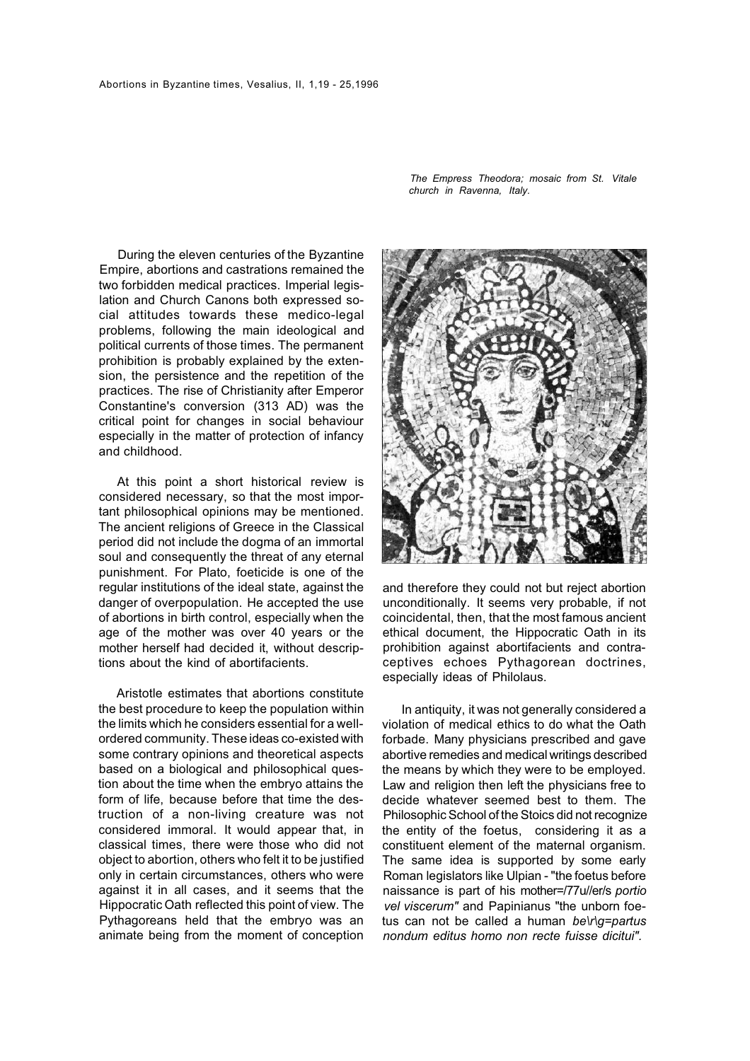*The Empress Theodora; mosaic from St. Vitale church in Ravenna, Italy.*

During the eleven centuries of the Byzantine Empire, abortions and castrations remained the two forbidden medical practices. Imperial legislation and Church Canons both expressed social attitudes towards these medico-legal problems, following the main ideological and political currents of those times. The permanent prohibition is probably explained by the extension, the persistence and the repetition of the practices. The rise of Christianity after Emperor Constantine's conversion (313 AD) was the critical point for changes in social behaviour especially in the matter of protection of infancy and childhood.

At this point a short historical review is considered necessary, so that the most important philosophical opinions may be mentioned. The ancient religions of Greece in the Classical period did not include the dogma of an immortal soul and consequently the threat of any eternal punishment. For Plato, foeticide is one of the regular institutions of the ideal state, against the danger of overpopulation. He accepted the use of abortions in birth control, especially when the age of the mother was over 40 years or the mother herself had decided it, without descriptions about the kind of abortifacients.

Aristotle estimates that abortions constitute the best procedure to keep the population within the limits which he considers essential for a well-ordered community. These ideas co-existed with some contrary opinions and theoretical aspects based on a biological and philosophical question about the time when the embryo attains the form of life, because before that time the destruction of a non-living creature was not considered immoral. It would appear that, in classical times, there were those who did not object to abortion, others who felt it to be justified only in certain circumstances, others who were against it in all cases, and it seems that the Hippocratic Oath reflected this point of view. The Pythagoreans held that the embryo was an animate being from the moment of conception and therefore they could not but reject abortion unconditionally. It seems very probable, if not coincidental, then, that the most famous ancient ethical document, the Hippocratic Oath in its prohibition against abortifacients and contraceptives echoes Pythagorean doctrines, especially ideas of Philolaus.

In antiquity, it was not generally considered a violation of medical ethics to do what the Oath forbade. Many physicians prescribed and gave abortive remedies and medical writings described the means by which they were to be employed. Law and religion then left the physicians free to decide whatever seemed best to them. The Philosophic School of the Stoics did not recognize the entity of the foetus, considering it as a constituent element of the maternal organism. The same idea is supported by some early Roman legislators like Ulpian - "the foetus before naissance is part of his mother=/77u//er/s *portio vel viscerum"* and Papinianus "the unborn foetus can not be called a human *be\r\g=partus nondum editus homo non recte fuisse dicitui".*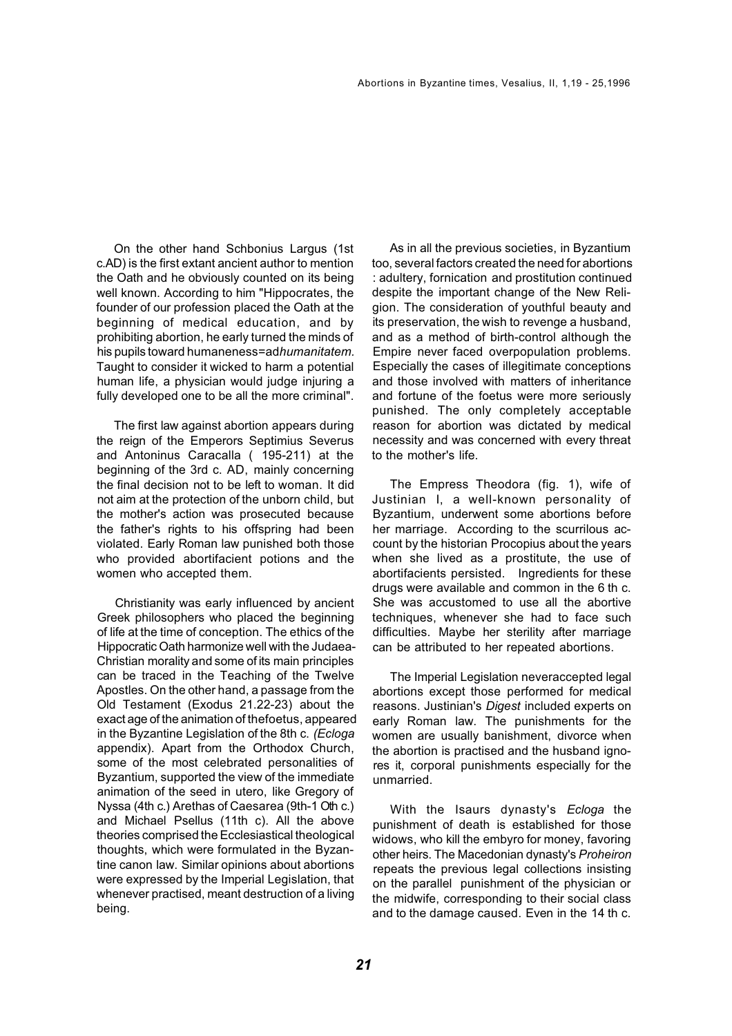On the other hand Schbonius Largus (1st c.AD) is the first extant ancient author to mention the Oath and he obviously counted on its being well known. According to him "Hippocrates, the founder of our profession placed the Oath at the beginning of medical education, and by prohibiting abortion, he early turned the minds of his pupils toward humaneness=ad*humanitatem.* Taught to consider it wicked to harm a potential human life, a physician would judge injuring a fully developed one to be all the more criminal".

The first law against abortion appears during the reign of the Emperors Septimius Severus and Antoninus Caracalla ( 195-211) at the beginning of the 3rd c. AD, mainly concerning the final decision not to be left to woman. It did not aim at the protection of the unborn child, but the mother's action was prosecuted because the father's rights to his offspring had been violated. Early Roman law punished both those who provided abortifacient potions and the women who accepted them.

Christianity was early influenced by ancient Greek philosophers who placed the beginning of life at the time of conception. The ethics of the Hippocratic Oath harmonize well with the Judaea-Christian morality and some of its main principles can be traced in the Teaching of the Twelve Apostles. On the other hand, a passage from the Old Testament (Exodus 21.22-23) about the exact age of the animation of thefoetus, appeared in the Byzantine Legislation of the 8th c. *(Ecloga* appendix). Apart from the Orthodox Church, some of the most celebrated personalities of Byzantium, supported the view of the immediate animation of the seed in utero, like Gregory of Nyssa (4th c.) Arethas of Caesarea (9th-1 Oth c.) and Michael Psellus (11th c). All the above theories comprised the Ecclesiastical theological thoughts, which were formulated in the Byzantine canon law. Similar opinions about abortions were expressed by the Imperial Legislation, that whenever practised, meant destruction of a living being.

As in all the previous societies, in Byzantium too, several factors created the need for abortions : adultery, fornication and prostitution continued despite the important change of the New Religion. The consideration of youthful beauty and its preservation, the wish to revenge a husband, and as a method of birth-control although the Empire never faced overpopulation problems. Especially the cases of illegitimate conceptions and those involved with matters of inheritance and fortune of the foetus were more seriously punished. The only completely acceptable reason for abortion was dictated by medical necessity and was concerned with every threat to the mother's life.

The Empress Theodora (fig. 1), wife of Justinian I, a well-known personality of Byzantium, underwent some abortions before her marriage. According to the scurrilous account by the historian Procopius about the years when she lived as a prostitute, the use of abortifacients persisted. Ingredients for these drugs were available and common in the 6 th c. She was accustomed to use all the abortive techniques, whenever she had to face such difficulties. Maybe her sterility after marriage can be attributed to her repeated abortions.

The Imperial Legislation neveraccepted legal abortions except those performed for medical reasons. Justinian's *Digest* included experts on early Roman law. The punishments for the women are usually banishment, divorce when the abortion is practised and the husband ignores it, corporal punishments especially for the unmarried.

With the Isaurs dynasty's *Ecloga* the punishment of death is established for those widows, who kill the embyro for money, favoring other heirs. The Macedonian dynasty's *Proheiron* repeats the previous legal collections insisting on the parallel punishment of the physician or the midwife, corresponding to their social class and to the damage caused. Even in the 14 th c.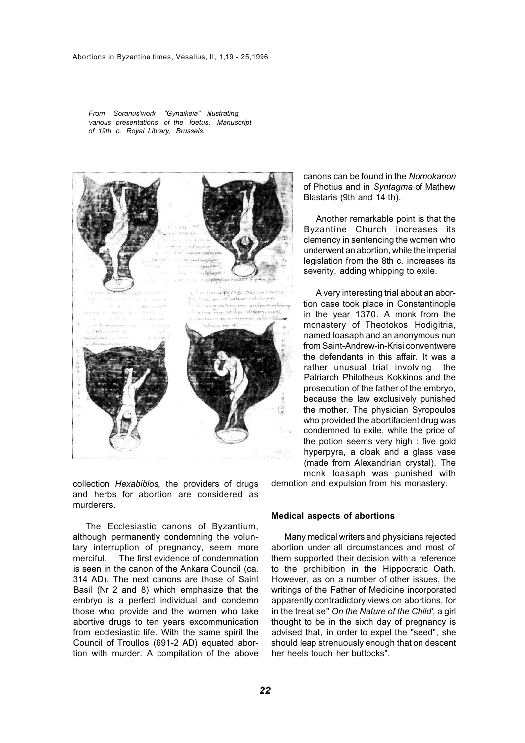*From Soranus'work "Gynaikeia" illustrating various presentations of the foetus. Manuscript of 19th c. Royal Library, Brussels.*

collection *Hexabiblos,* the providers of drugs and herbs for abortion are considered as murderers.

The Ecclesiastic canons of Byzantium, although permanently condemning the voluntary interruption of pregnancy, seem more merciful. The first evidence of condemnation is seen in the canon of the Ankara Council (ca. 314 AD). The next canons are those of Saint Basil (Nr 2 and 8) which emphasize that the embryo is a perfect individual and condemn those who provide and the women who take abortive drugs to ten years excommunication from ecclesiastic life. With the same spirit the Council of Troullos (691-2 AD) equated abortion with murder. A compilation of the above canons can be found in the *Nomokanon* of Photius and in *Syntagma* of Mathew Blastaris (9th and 14 th).

Another remarkable point is that the Byzantine Church increases its clemency in sentencing the women who underwent an abortion, while the imperial legislation from the 8th c. increases its severity, adding whipping to exile.

A very interesting trial about an abortion case took place in Constantinople in the year 1370. A monk from the monastery of Theotokos Hodigitria, named loasaph and an anonymous nun from Saint-Andrew-in-Krisi conventwere the defendants in this affair. It was a rather unusual trial involving the Patriarch Philotheus Kokkinos and the prosecution of the father of the embryo, because the law exclusively punished the mother. The physician Syropoulos who provided the abortifacient drug was condemned to exile, while the price of the potion seems very high : five gold hyperpyra, a cloak and a glass vase (made from Alexandrian crystal). The monk loasaph was punished with demotion and expulsion from his monastery.

## Medical aspects of abortions

Many medical writers and physicians rejected abortion under all circumstances and most of them supported their decision with a reference to the prohibition in the Hippocratic Oath. However, as on a number of other issues, the writings of the Father of Medicine incorporated apparently contradictory views on abortions, for in the treatise" *On the Nature of the Child',* a girl thought to be in the sixth day of pregnancy is advised that, in order to expel the "seed", she should leap strenuously enough that on descent her heels touch her buttocks".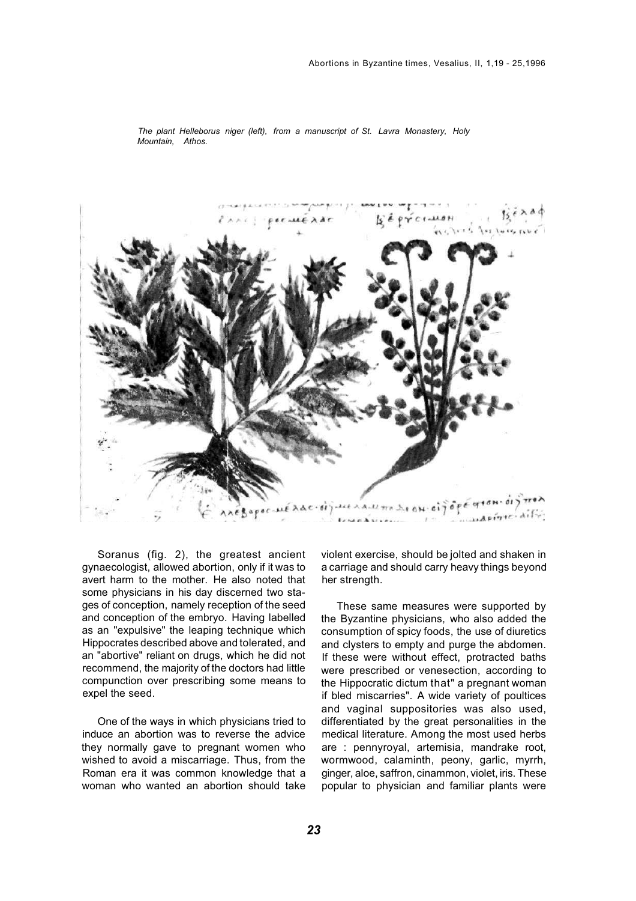*The plant Helleborus niger (left), from a manuscript of St. Lavra Monastery, Holy Mountain, Athos.*

Soranus (fig. 2), the greatest ancient gynaecologist, allowed abortion, only if it was to avert harm to the mother. He also noted that some physicians in his day discerned two stages of conception, namely reception of the seed and conception of the embryo. Having labelled as an "expulsive" the leaping technique which Hippocrates described above and tolerated, and an "abortive" reliant on drugs, which he did not recommend, the majority of the doctors had little compunction over prescribing some means to expel the seed.

One of the ways in which physicians tried to induce an abortion was to reverse the advice they normally gave to pregnant women who wished to avoid a miscarriage. Thus, from the Roman era it was common knowledge that a woman who wanted an abortion should take violent exercise, should be jolted and shaken in a carriage and should carry heavy things beyond her strength.

These same measures were supported by the Byzantine physicians, who also added the consumption of spicy foods, the use of diuretics and clysters to empty and purge the abdomen. If these were without effect, protracted baths were prescribed or venesection, according to the Hippocratic dictum that" a pregnant woman if bled miscarries". A wide variety of poultices and vaginal suppositories was also used, differentiated by the great personalities in the medical literature. Among the most used herbs are : pennyroyal, artemisia, mandrake root, wormwood, calaminth, peony, garlic, myrrh, ginger, aloe, saffron, cinammon, violet, iris. These popular to physician and familiar plants were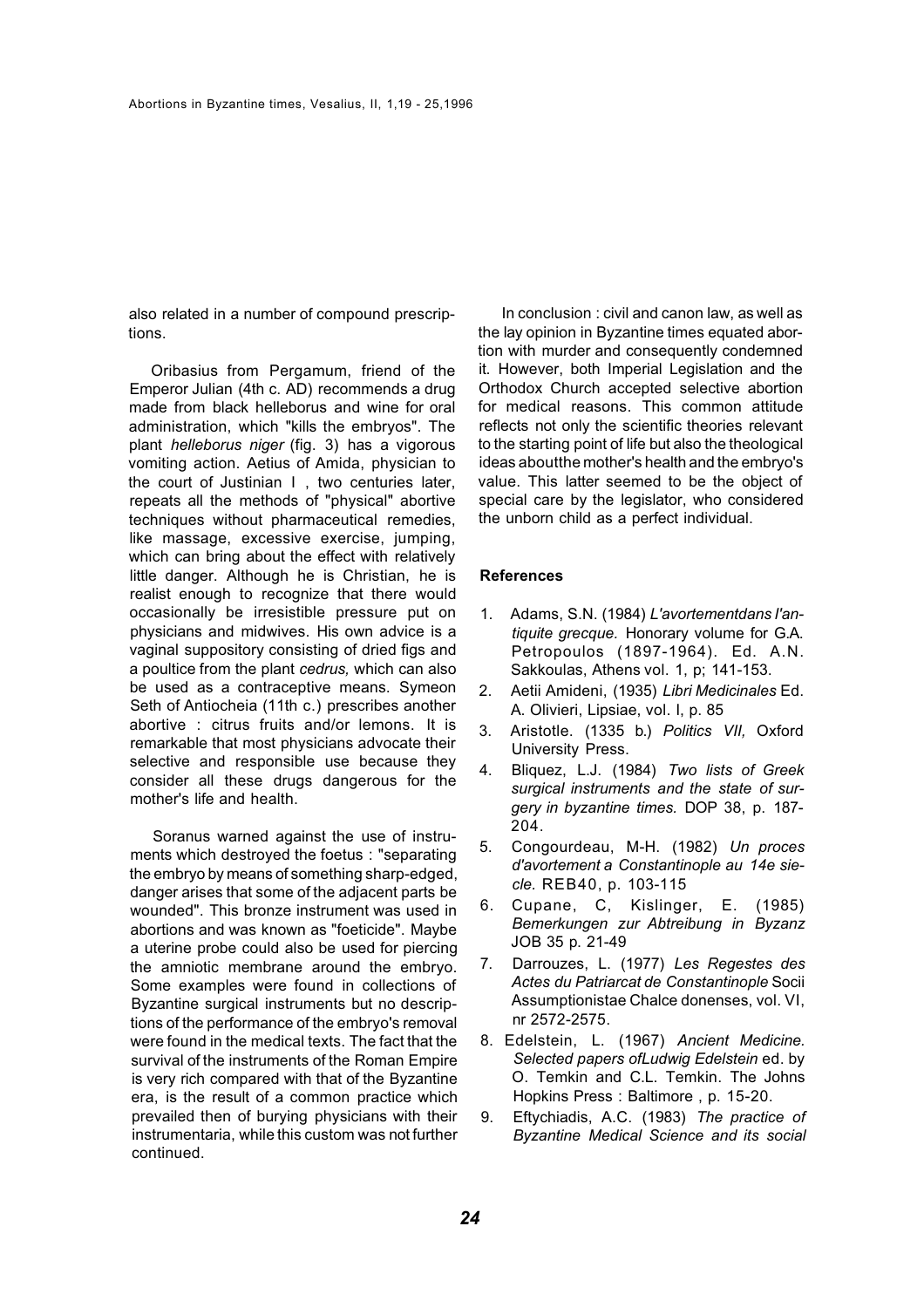also related in a number of compound prescriptions.

Oribasius from Pergamum, friend of the Emperor Julian (4th c. AD) recommends a drug made from black helleborus and wine for oral administration, which "kills the embryos". The plant *helleborus niger* (fig. 3) has a vigorous vomiting action. Aetius of Amida, physician to the court of Justinian I , two centuries later, repeats all the methods of "physical" abortive techniques without pharmaceutical remedies, like massage, excessive exercise, jumping, which can bring about the effect with relatively little danger. Although he is Christian, he is realist enough to recognize that there would occasionally be irresistible pressure put on physicians and midwives. His own advice is a vaginal suppository consisting of dried figs and a poultice from the plant *cedrus,* which can also be used as a contraceptive means. Symeon Seth of Antiocheia (11th c.) prescribes another abortive : citrus fruits and/or lemons. It is remarkable that most physicians advocate their selective and responsible use because they consider all these drugs dangerous for the mother's life and health.

Soranus warned against the use of instruments which destroyed the foetus : "separating the embryo by means of something sharp-edged, danger arises that some of the adjacent parts be wounded". This bronze instrument was used in abortions and was known as "foeticide". Maybe a uterine probe could also be used for piercing the amniotic membrane around the embryo. Some examples were found in collections of Byzantine surgical instruments but no descriptions of the performance of the embryo's removal were found in the medical texts. The fact that the survival of the instruments of the Roman Empire is very rich compared with that of the Byzantine era, is the result of a common practice which prevailed then of burying physicians with their instrumentaria, while this custom was not further continued.

In conclusion : civil and canon law, as well as the lay opinion in Byzantine times equated abortion with murder and consequently condemned it. However, both Imperial Legislation and the Orthodox Church accepted selective abortion for medical reasons. This common attitude reflects not only the scientific theories relevant to the starting point of life but also the theological ideas aboutthe mother's health and the embryo's value. This latter seemed to be the object of special care by the legislator, who considered the unborn child as a perfect individual.

**References**

1. Adams, S.N. (1984) *L'avortementdans l'antiquite grecque.* Honorary volume for G.A. Petropoulos (1897-1964). Ed. A.N. Sakkoulas, Athens vol. 1, p; 141-153.
2. Aetii Amideni, (1935) *Libri Medicinales* Ed. A. Olivieri, Lipsiae, vol. I, p. 85
3. Aristotle. (1335 b.) *Politics VII,* Oxford University Press.
4. Bliquez, L.J. (1984) *Two lists of Greek surgical instruments and the state of surgery in byzantine times.* DOP 38, p. 187-204.
5. Congourdeau, M-H. (1982) *Un proces d'avortement a Constantinople au 14e siecle.* REB40, p. 103-115
6. Cupane, C, Kislinger, E. (1985) *Bemerkungen zur Abtreibung in Byzanz* JOB 35 p. 21-49
7. Darrouzes, L. (1977) *Les Regestes des Actes du Patriarcat de Constantinople* Socii Assumptionistae Chalce donenses, vol. VI, nr 2572-2575.
8. Edelstein, L. (1967) *Ancient Medicine. Selected papers ofLudwig Edelstein* ed. by O. Temkin and C.L. Temkin. The Johns Hopkins Press : Baltimore , p. 15-20.
9. Eftychiadis, A.C. (1983) *The practice of Byzantine Medical Science and its social*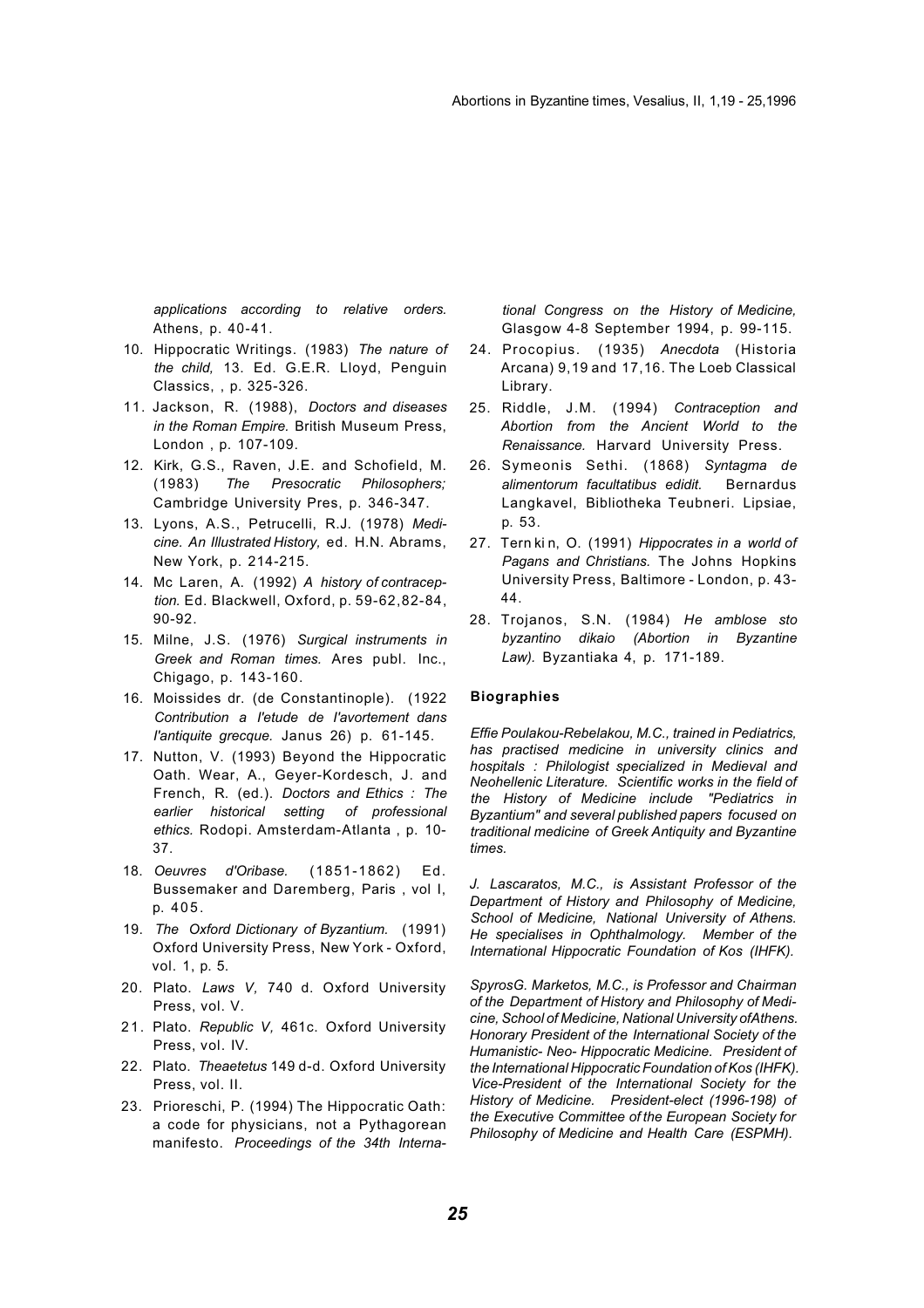*applications according to relative orders.* Athens, p. 40-41.

10. Hippocratic Writings. (1983) *The nature of the child,* 13. Ed. G.E.R. Lloyd, Penguin Classics, , p. 325-326.
11. Jackson, R. (1988), *Doctors and diseases in the Roman Empire.* British Museum Press, London , p. 107-109.
12. Kirk, G.S., Raven, J.E. and Schofield, M. (1983) *The Presocratic Philosophers;* Cambridge University Pres, p. 346-347.
13. Lyons, A.S., Petrucelli, R.J. (1978) *Medicine. An Illustrated History,* ed. H.N. Abrams, New York, p. 214-215.
14. Mc Laren, A. (1992) *A history of contraception.* Ed. Blackwell, Oxford, p. 59-62,82-84, 90-92.
15. Milne, J.S. (1976) *Surgical instruments in Greek and Roman times.* Ares publ. Inc., Chigago, p. 143-160.
16. Moissides dr. (de Constantinople). (1922 *Contribution a l'etude de l'avortement dans l'antiquite grecque.* Janus 26) p. 61-145.
17. Nutton, V. (1993) Beyond the Hippocratic Oath. Wear, A., Geyer-Kordesch, J. and French, R. (ed.). *Doctors and Ethics : The earlier historical setting of professional ethics.* Rodopi. Amsterdam-Atlanta , p. 10-37.
18. *Oeuvres d'Oribase.* (1851-1862) Ed. Bussemaker and Daremberg, Paris , vol I, p. 405.
19. *The Oxford Dictionary of Byzantium.* (1991) Oxford University Press, New York - Oxford, vol. 1, p. 5.
20. Plato. *Laws V,* 740 d. Oxford University Press, vol. V.
21. Plato. *Republic V,* 461c. Oxford University Press, vol. IV.
22. Plato. *Theaetetus* 149 d-d. Oxford University Press, vol. II.
23. Prioreschi, P. (1994) The Hippocratic Oath: a code for physicians, not a Pythagorean manifesto. *Proceedings of the 34th International Congress on the History of Medicine,* Glasgow 4-8 September 1994, p. 99-115.
24. Procopius. (1935) *Anecdota* (Historia Arcana) 9,19 and 17,16. The Loeb Classical Library.
25. Riddle, J.M. (1994) *Contraception and Abortion from the Ancient World to the Renaissance.* Harvard University Press.
26. Symeonis Sethi. (1868) *Syntagma de alimentorum facultatibus edidit.* Bernardus Langkavel, Bibliotheka Teubneri. Lipsiae, p. 53.
27. Tern ki n, O. (1991) *Hippocrates in a world of Pagans and Christians.* The Johns Hopkins University Press, Baltimore - London, p. 43-44.
28. Trojanos, S.N. (1984) *He amblose sto byzantino dikaio (Abortion in Byzantine Law).* Byzantiaka 4, p. 171-189.

## Biographies

*Effie Poulakou-Rebelakou, M.C., trained in Pediatrics, has practised medicine in university clinics and hospitals : Philologist specialized in Medieval and Neohellenic Literature. Scientific works in the field of the History of Medicine include "Pediatrics in Byzantium" and several published papers focused on traditional medicine of Greek Antiquity and Byzantine times.*

*J. Lascaratos, M.C., is Assistant Professor of the Department of History and Philosophy of Medicine, School of Medicine, National University of Athens. He specialises in Ophthalmology. Member of the International Hippocratic Foundation of Kos (IHFK).*

*SpyrosG. Marketos, M.C., is Professor and Chairman of the Department of History and Philosophy of Medicine, School of Medicine, National University ofAthens. Honorary President of the International Society of the Humanistic- Neo- Hippocratic Medicine. President of the International Hippocratic Foundation of Kos (IHFK). Vice-President of the International Society for the History of Medicine. President-elect (1996-198) of the Executive Committee of the European Society for Philosophy of Medicine and Health Care (ESPMH).*